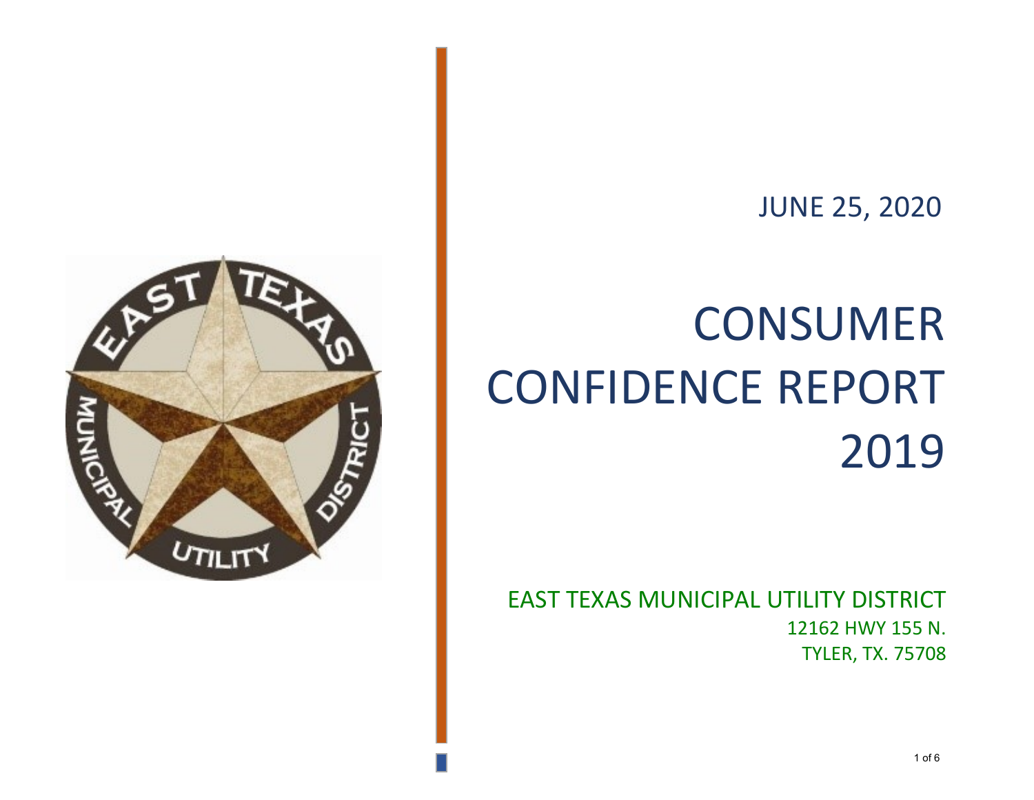JUNE 25, 2020

# CONSUMER CONFIDENCE REPORT 2019

EAST TEXAS MUNICIPAL UTILITY DISTRICT

12162 HWY 155 N.

TYLER, TX. 75708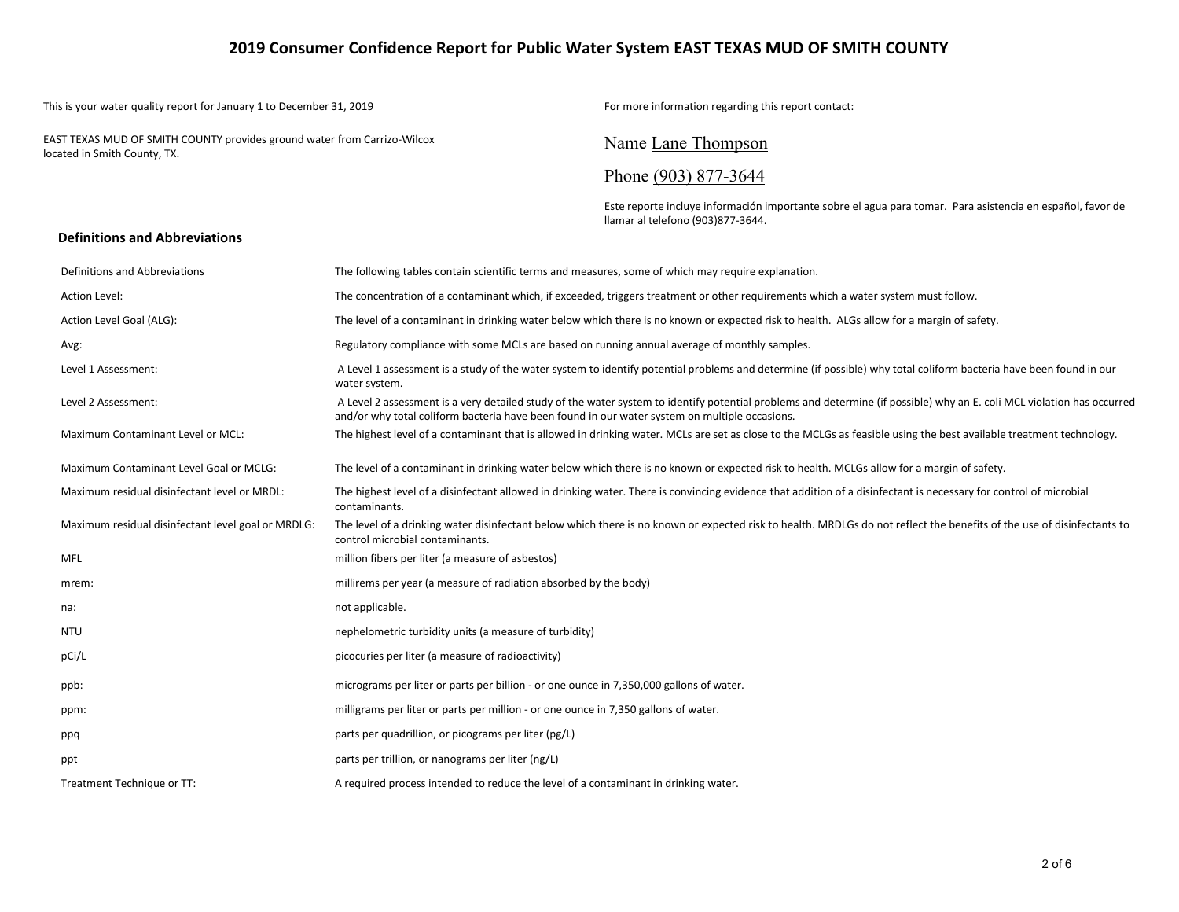# 2019 Consumer Confidence Report for Public Water System EAST TEXAS MUD OF SMITH COUNTY

This is your water quality report for January 1 to December 31, 2019

EAST TEXAS MUD OF SMITH COUNTY provides ground water from Carrizo-Wilcox located in Smith County, TX.

For more information regarding this report contact:

Name Lane Thompson

Phone (903) 877-3644

Este reporte incluye información importante sobre el agua para tomar. Para asistencia en español, favor de llamar al telefono (903)877-3644.

## Definitions and Abbreviations

| | |
|---|---|
| Definitions and Abbreviations | The following tables contain scientific terms and measures, some of which may require explanation. |
| Action Level: | The concentration of a contaminant which, if exceeded, triggers treatment or other requirements which a water system must follow. |
| Action Level Goal (ALG): | The level of a contaminant in drinking water below which there is no known or expected risk to health. ALGs allow for a margin of safety. |
| Avg: | Regulatory compliance with some MCLs are based on running annual average of monthly samples. |
| Level 1 Assessment: | A Level 1 assessment is a study of the water system to identify potential problems and determine (if possible) why total coliform bacteria have been found in our water system. |
| Level 2 Assessment: | A Level 2 assessment is a very detailed study of the water system to identify potential problems and determine (if possible) why an E. coli MCL violation has occurred and/or why total coliform bacteria have been found in our water system on multiple occasions. |
| Maximum Contaminant Level or MCL: | The highest level of a contaminant that is allowed in drinking water. MCLs are set as close to the MCLGs as feasible using the best available treatment technology. |
| Maximum Contaminant Level Goal or MCLG: | The level of a contaminant in drinking water below which there is no known or expected risk to health. MCLGs allow for a margin of safety. |
| Maximum residual disinfectant level or MRDL: | The highest level of a disinfectant allowed in drinking water. There is convincing evidence that addition of a disinfectant is necessary for control of microbial contaminants. |
| Maximum residual disinfectant level goal or MRDLG: | The level of a drinking water disinfectant below which there is no known or expected risk to health. MRDLGs do not reflect the benefits of the use of disinfectants to control microbial contaminants. |
| MFL | million fibers per liter (a measure of asbestos) |
| mrem: | millirems per year (a measure of radiation absorbed by the body) |
| na: | not applicable. |
| NTU | nephelometric turbidity units (a measure of turbidity) |
| pCi/L | picocuries per liter (a measure of radioactivity) |
| ppb: | micrograms per liter or parts per billion - or one ounce in 7,350,000 gallons of water. |
| ppm: | milligrams per liter or parts per million - or one ounce in 7,350 gallons of water. |
| ppq | parts per quadrillion, or picograms per liter (pg/L) |
| ppt | parts per trillion, or nanograms per liter (ng/L) |
| Treatment Technique or TT: | A required process intended to reduce the level of a contaminant in drinking water. |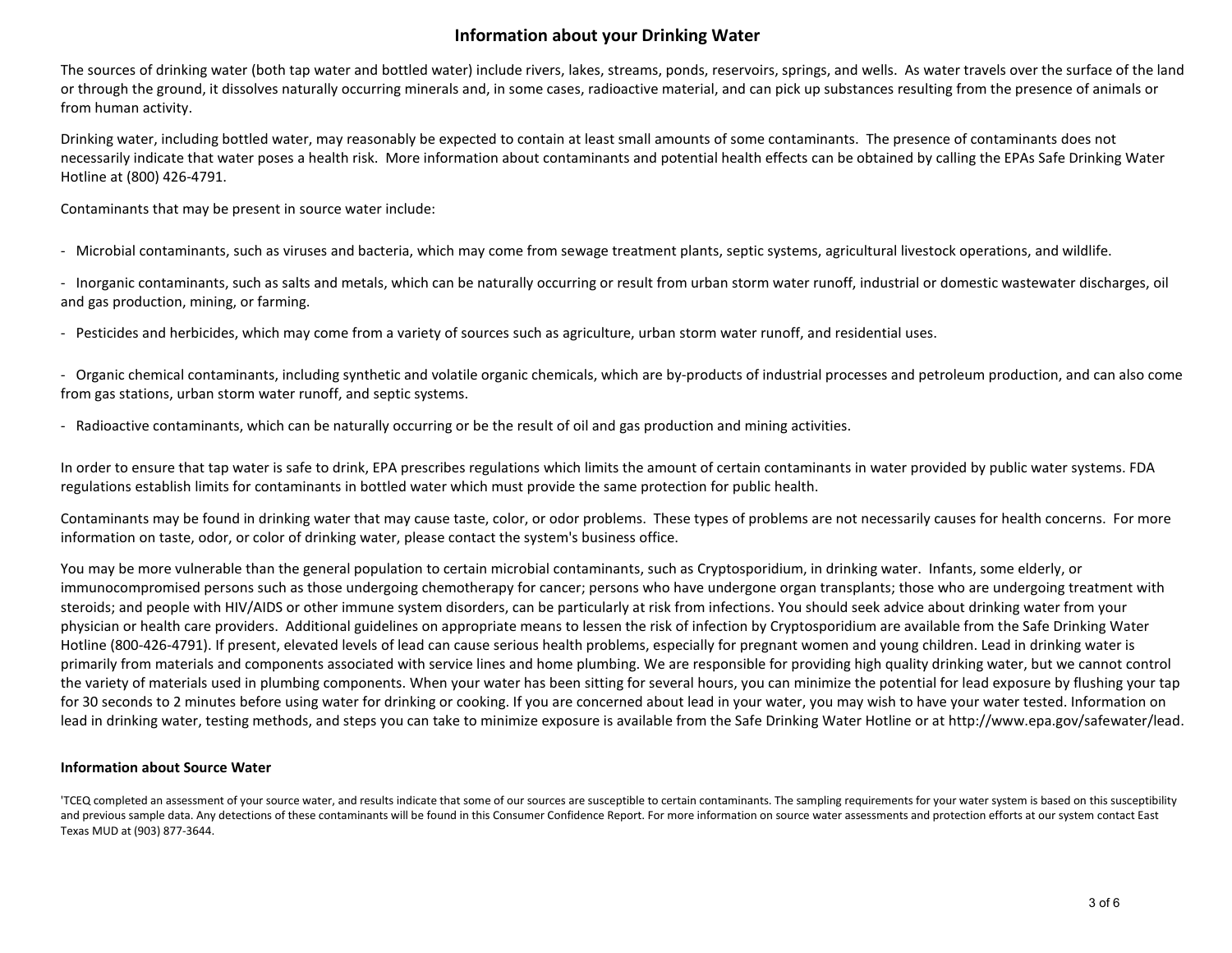# Information about your Drinking Water

The sources of drinking water (both tap water and bottled water) include rivers, lakes, streams, ponds, reservoirs, springs, and wells. As water travels over the surface of the land or through the ground, it dissolves naturally occurring minerals and, in some cases, radioactive material, and can pick up substances resulting from the presence of animals or from human activity.

Drinking water, including bottled water, may reasonably be expected to contain at least small amounts of some contaminants. The presence of contaminants does not necessarily indicate that water poses a health risk. More information about contaminants and potential health effects can be obtained by calling the EPAs Safe Drinking Water Hotline at (800) 426-4791.

Contaminants that may be present in source water include:

- Microbial contaminants, such as viruses and bacteria, which may come from sewage treatment plants, septic systems, agricultural livestock operations, and wildlife.

- Inorganic contaminants, such as salts and metals, which can be naturally occurring or result from urban storm water runoff, industrial or domestic wastewater discharges, oil and gas production, mining, or farming.

- Pesticides and herbicides, which may come from a variety of sources such as agriculture, urban storm water runoff, and residential uses.

- Organic chemical contaminants, including synthetic and volatile organic chemicals, which are by-products of industrial processes and petroleum production, and can also come from gas stations, urban storm water runoff, and septic systems.

- Radioactive contaminants, which can be naturally occurring or be the result of oil and gas production and mining activities.

In order to ensure that tap water is safe to drink, EPA prescribes regulations which limits the amount of certain contaminants in water provided by public water systems. FDA regulations establish limits for contaminants in bottled water which must provide the same protection for public health.

Contaminants may be found in drinking water that may cause taste, color, or odor problems. These types of problems are not necessarily causes for health concerns. For more information on taste, odor, or color of drinking water, please contact the system's business office.

You may be more vulnerable than the general population to certain microbial contaminants, such as Cryptosporidium, in drinking water. Infants, some elderly, or immunocompromised persons such as those undergoing chemotherapy for cancer; persons who have undergone organ transplants; those who are undergoing treatment with steroids; and people with HIV/AIDS or other immune system disorders, can be particularly at risk from infections. You should seek advice about drinking water from your physician or health care providers. Additional guidelines on appropriate means to lessen the risk of infection by Cryptosporidium are available from the Safe Drinking Water Hotline (800-426-4791). If present, elevated levels of lead can cause serious health problems, especially for pregnant women and young children. Lead in drinking water is primarily from materials and components associated with service lines and home plumbing. We are responsible for providing high quality drinking water, but we cannot control the variety of materials used in plumbing components. When your water has been sitting for several hours, you can minimize the potential for lead exposure by flushing your tap for 30 seconds to 2 minutes before using water for drinking or cooking. If you are concerned about lead in your water, you may wish to have your water tested. Information on lead in drinking water, testing methods, and steps you can take to minimize exposure is available from the Safe Drinking Water Hotline or at http://www.epa.gov/safewater/lead.

## Information about Source Water

'TCEQ completed an assessment of your source water, and results indicate that some of our sources are susceptible to certain contaminants. The sampling requirements for your water system is based on this susceptibility and previous sample data. Any detections of these contaminants will be found in this Consumer Confidence Report. For more information on source water assessments and protection efforts at our system contact East Texas MUD at (903) 877-3644.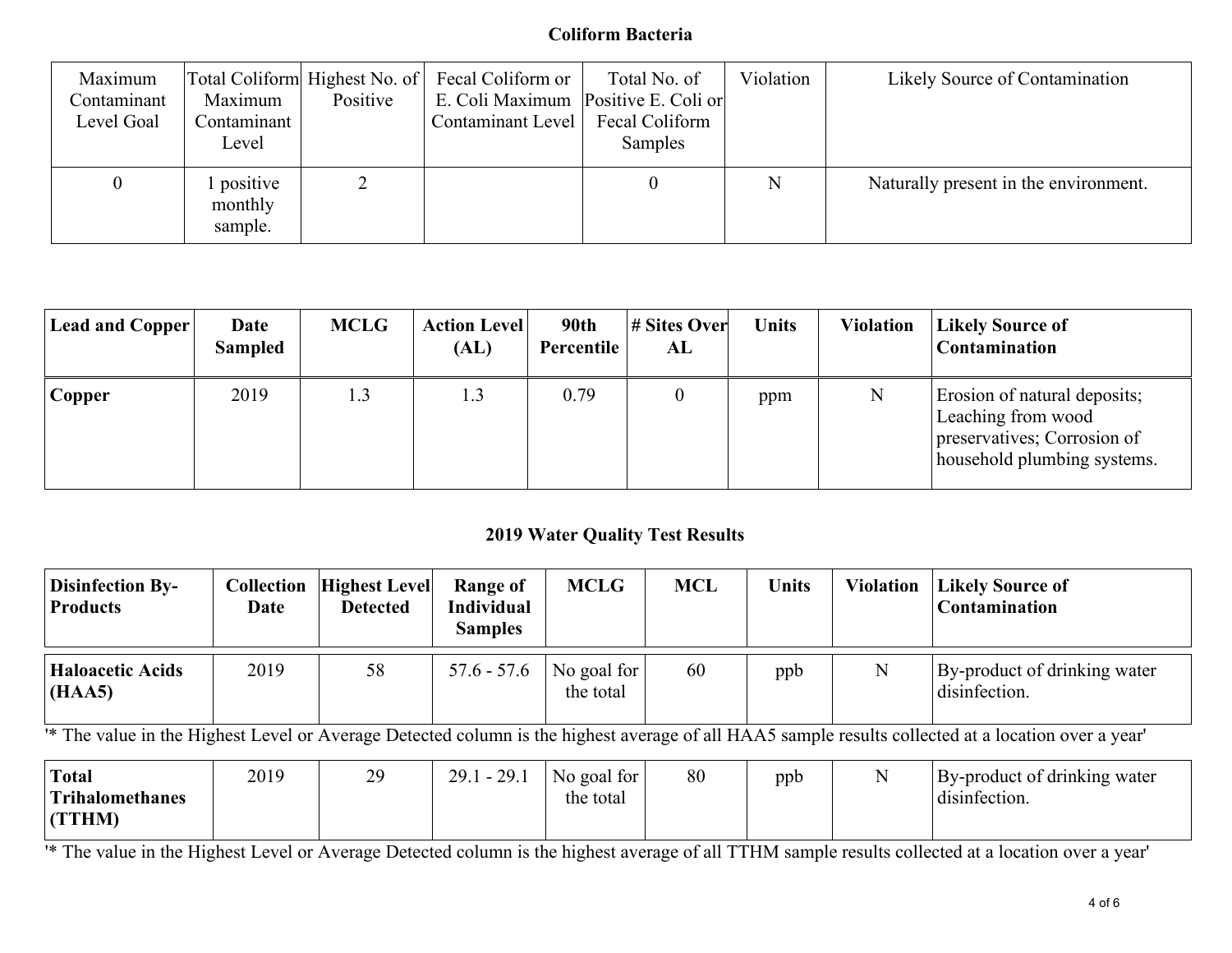### Coliform Bacteria

| Maximum Contaminant Level Goal | Total Coliform Maximum Contaminant Level | Highest No. of Positive | Fecal Coliform or E. Coli Maximum Contaminant Level | Total No. of Positive E. Coli or Fecal Coliform Samples | Violation | Likely Source of Contamination |
|---|---|---|---|---|---|---|
| 0 | 1 positive monthly sample. | 2 | | 0 | N | Naturally present in the environment. |

| **Lead and Copper** | **Date Sampled** | **MCLG** | **Action Level (AL)** | **90th Percentile** | **# Sites Over AL** | **Units** | **Violation** | **Likely Source of Contamination** |
|---|---|---|---|---|---|---|---|---|
| **Copper** | 2019 | 1.3 | 1.3 | 0.79 | 0 | ppm | N | Erosion of natural deposits; Leaching from wood preservatives; Corrosion of household plumbing systems. |

### 2019 Water Quality Test Results

| **Disinfection By-Products** | **Collection Date** | **Highest Level Detected** | **Range of Individual Samples** | **MCLG** | **MCL** | **Units** | **Violation** | **Likely Source of Contamination** |
|---|---|---|---|---|---|---|---|---|
| **Haloacetic Acids (HAA5)** | 2019 | 58 | 57.6 - 57.6 | No goal for the total | 60 | ppb | N | By-product of drinking water disinfection. |

'* The value in the Highest Level or Average Detected column is the highest average of all HAA5 sample results collected at a location over a year'

| **Disinfection By-Products** | **Collection Date** | **Highest Level Detected** | **Range of Individual Samples** | **MCLG** | **MCL** | **Units** | **Violation** | **Likely Source of Contamination** |
|---|---|---|---|---|---|---|---|---|
| **Total Trihalomethanes (TTHM)** | 2019 | 29 | 29.1 - 29.1 | No goal for the total | 80 | ppb | N | By-product of drinking water disinfection. |

'* The value in the Highest Level or Average Detected column is the highest average of all TTHM sample results collected at a location over a year'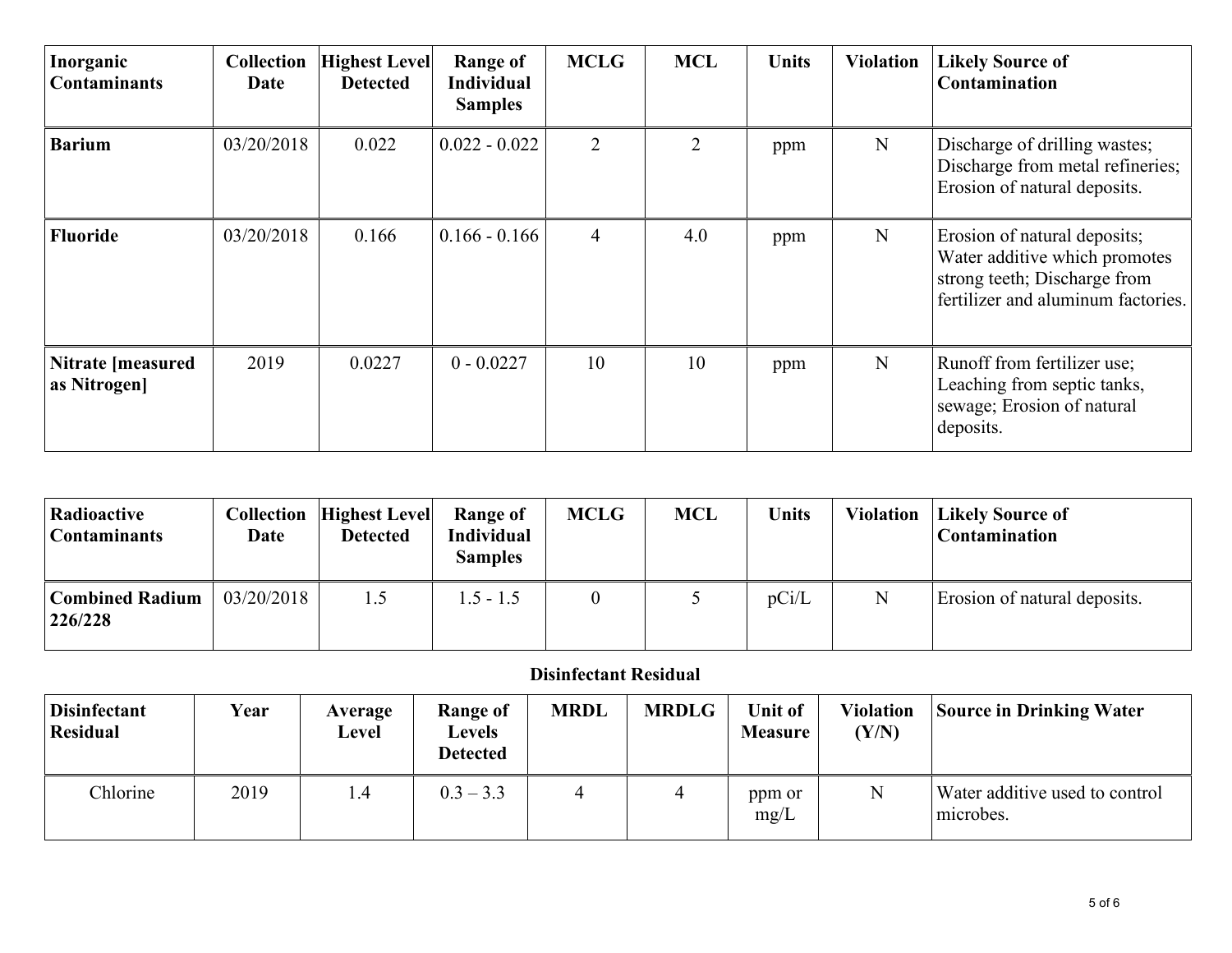| Inorganic Contaminants | Collection Date | Highest Level Detected | Range of Individual Samples | MCLG | MCL | Units | Violation | Likely Source of Contamination |
| --- | --- | --- | --- | --- | --- | --- | --- | --- |
| **Barium** | 03/20/2018 | 0.022 | 0.022 - 0.022 | 2 | 2 | ppm | N | Discharge of drilling wastes; Discharge from metal refineries; Erosion of natural deposits. |
| **Fluoride** | 03/20/2018 | 0.166 | 0.166 - 0.166 | 4 | 4.0 | ppm | N | Erosion of natural deposits; Water additive which promotes strong teeth; Discharge from fertilizer and aluminum factories. |
| **Nitrate [measured as Nitrogen]** | 2019 | 0.0227 | 0 - 0.0227 | 10 | 10 | ppm | N | Runoff from fertilizer use; Leaching from septic tanks, sewage; Erosion of natural deposits. |

| Radioactive Contaminants | Collection Date | Highest Level Detected | Range of Individual Samples | MCLG | MCL | Units | Violation | Likely Source of Contamination |
| --- | --- | --- | --- | --- | --- | --- | --- | --- |
| **Combined Radium 226/228** | 03/20/2018 | 1.5 | 1.5 - 1.5 | 0 | 5 | pCi/L | N | Erosion of natural deposits. |

**Disinfectant Residual**

| Disinfectant Residual | Year | Average Level | Range of Levels Detected | MRDL | MRDLG | Unit of Measure | Violation (Y/N) | Source in Drinking Water |
| --- | --- | --- | --- | --- | --- | --- | --- | --- |
| Chlorine | 2019 | 1.4 | 0.3 – 3.3 | 4 | 4 | ppm or mg/L | N | Water additive used to control microbes. |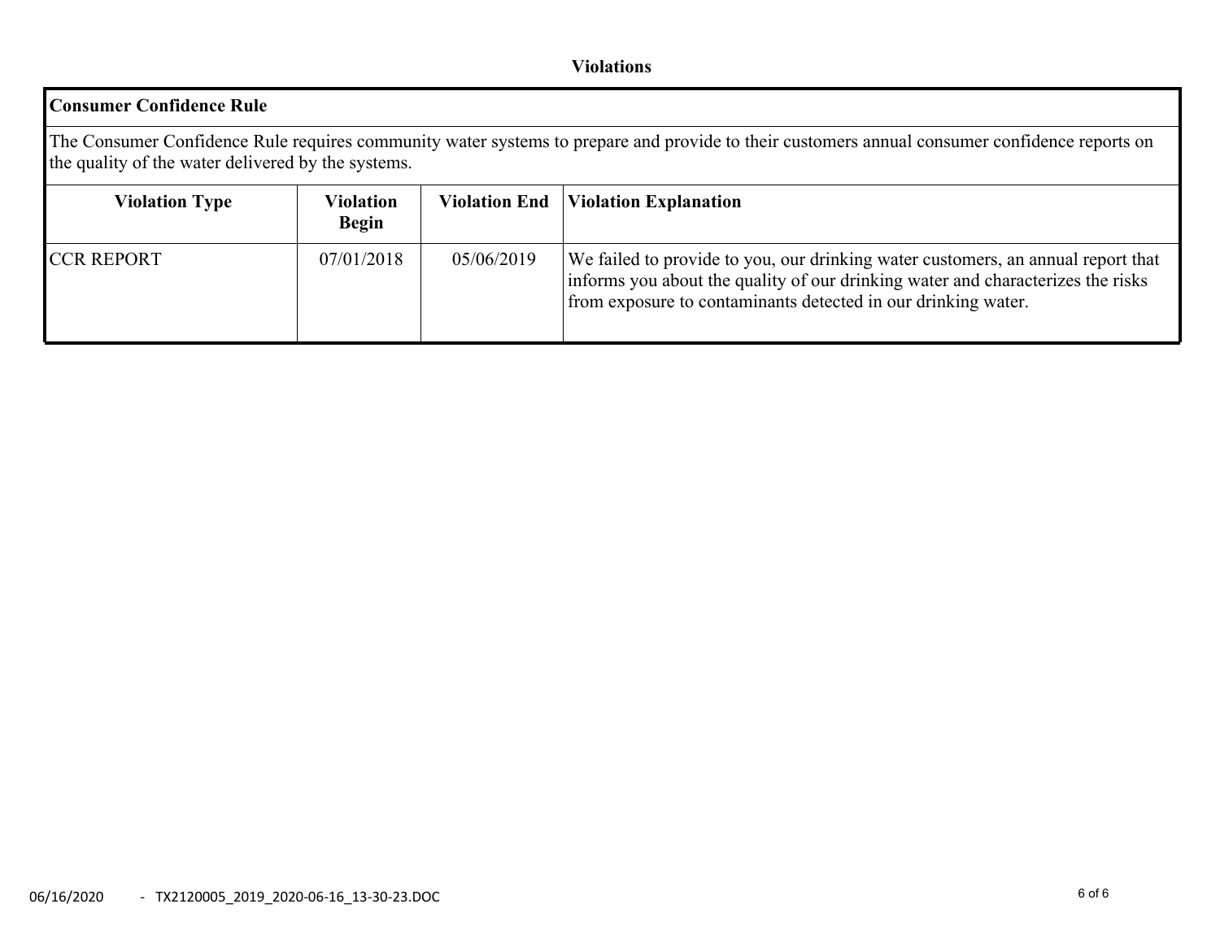## Violations

### Consumer Confidence Rule

The Consumer Confidence Rule requires community water systems to prepare and provide to their customers annual consumer confidence reports on the quality of the water delivered by the systems.

| Violation Type | Violation Begin | Violation End | Violation Explanation |
|---|---|---|---|
| CCR REPORT | 07/01/2018 | 05/06/2019 | We failed to provide to you, our drinking water customers, an annual report that informs you about the quality of our drinking water and characterizes the risks from exposure to contaminants detected in our drinking water. |